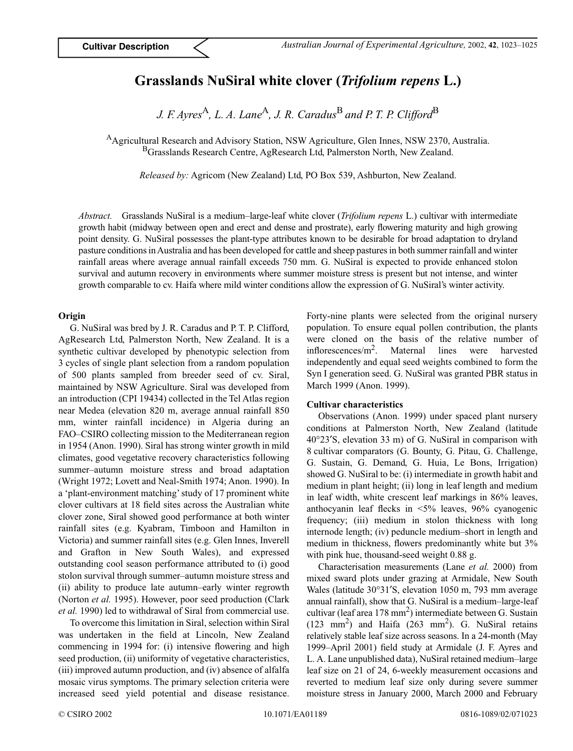Cultivar Description

# Grasslands NuSiral white clover (*Trifolium repens* L.)

*J. F. Ayres*[A], *L. A. Lane*[A], *J. R. Caradus*[B] *and P. T. P. Clifford*[B]

[A]Agricultural Research and Advisory Station, NSW Agriculture, Glen Innes, NSW 2370, Australia.
[B]Grasslands Research Centre, AgResearch Ltd, Palmerston North, New Zealand.

*Released by:* Agricom (New Zealand) Ltd, PO Box 539, Ashburton, New Zealand.

*Abstract.* Grasslands NuSiral is a medium–large-leaf white clover (*Trifolium repens* L.) cultivar with intermediate growth habit (midway between open and erect and dense and prostrate), early flowering maturity and high growing point density. G. NuSiral possesses the plant-type attributes known to be desirable for broad adaptation to dryland pasture conditions in Australia and has been developed for cattle and sheep pastures in both summer rainfall and winter rainfall areas where average annual rainfall exceeds 750 mm. G. NuSiral is expected to provide enhanced stolon survival and autumn recovery in environments where summer moisture stress is present but not intense, and winter growth comparable to cv. Haifa where mild winter conditions allow the expression of G. NuSiral's winter activity.

## Origin

G. NuSiral was bred by J. R. Caradus and P. T. P. Clifford, AgResearch Ltd, Palmerston North, New Zealand. It is a synthetic cultivar developed by phenotypic selection from 3 cycles of single plant selection from a random population of 500 plants sampled from breeder seed of cv. Siral, maintained by NSW Agriculture. Siral was developed from an introduction (CPI 19434) collected in the Tel Atlas region near Medea (elevation 820 m, average annual rainfall 850 mm, winter rainfall incidence) in Algeria during an FAO–CSIRO collecting mission to the Mediterranean region in 1954 (Anon. 1990). Siral has strong winter growth in mild climates, good vegetative recovery characteristics following summer–autumn moisture stress and broad adaptation (Wright 1972; Lovett and Neal-Smith 1974; Anon. 1990). In a 'plant-environment matching' study of 17 prominent white clover cultivars at 18 field sites across the Australian white clover zone, Siral showed good performance at both winter rainfall sites (e.g. Kyabram, Timboon and Hamilton in Victoria) and summer rainfall sites (e.g. Glen Innes, Inverell and Grafton in New South Wales), and expressed outstanding cool season performance attributed to (i) good stolon survival through summer–autumn moisture stress and (ii) ability to produce late autumn–early winter regrowth (Norton *et al.* 1995). However, poor seed production (Clark *et al.* 1990) led to withdrawal of Siral from commercial use.

To overcome this limitation in Siral, selection within Siral was undertaken in the field at Lincoln, New Zealand commencing in 1994 for: (i) intensive flowering and high seed production, (ii) uniformity of vegetative characteristics, (iii) improved autumn production, and (iv) absence of alfalfa mosaic virus symptoms. The primary selection criteria were increased seed yield potential and disease resistance. Forty-nine plants were selected from the original nursery population. To ensure equal pollen contribution, the plants were cloned on the basis of the relative number of inflorescences/m$^2$. Maternal lines were harvested independently and equal seed weights combined to form the Syn I generation seed. G. NuSiral was granted PBR status in March 1999 (Anon. 1999).

## Cultivar characteristics

Observations (Anon. 1999) under spaced plant nursery conditions at Palmerston North, New Zealand (latitude 40°23′S, elevation 33 m) of G. NuSiral in comparison with 8 cultivar comparators (G. Bounty, G. Pitau, G. Challenge, G. Sustain, G. Demand, G. Huia, Le Bons, Irrigation) showed G. NuSiral to be: (i) intermediate in growth habit and medium in plant height; (ii) long in leaf length and medium in leaf width, white crescent leaf markings in 86% leaves, anthocyanin leaf flecks in <5% leaves, 96% cyanogenic frequency; (iii) medium in stolon thickness with long internode length; (iv) peduncle medium–short in length and medium in thickness, flowers predominantly white but 3% with pink hue, thousand-seed weight 0.88 g.

Characterisation measurements (Lane *et al.* 2000) from mixed sward plots under grazing at Armidale, New South Wales (latitude 30°31′S, elevation 1050 m, 793 mm average annual rainfall), show that G. NuSiral is a medium–large-leaf cultivar (leaf area 178 mm$^2$) intermediate between G. Sustain (123 mm$^2$) and Haifa (263 mm$^2$). G. NuSiral retains relatively stable leaf size across seasons. In a 24-month (May 1999–April 2001) field study at Armidale (J. F. Ayres and L. A. Lane unpublished data), NuSiral retained medium–large leaf size on 21 of 24, 6-weekly measurement occasions and reverted to medium leaf size only during severe summer moisture stress in January 2000, March 2000 and February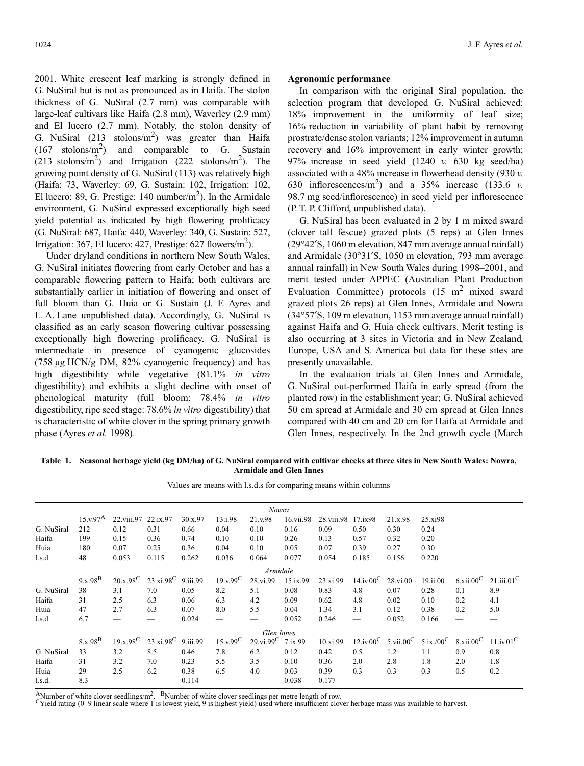2001. White crescent leaf marking is strongly defined in G. NuSiral but is not as pronounced as in Haifa. The stolon thickness of G. NuSiral (2.7 mm) was comparable with large-leaf cultivars like Haifa (2.8 mm), Waverley (2.9 mm) and El lucero (2.7 mm). Notably, the stolon density of G. NuSiral (213 stolons/m$^2$) was greater than Haifa (167 stolons/m$^2$) and comparable to G. Sustain (213 stolons/m$^2$) and Irrigation (222 stolons/m$^2$). The growing point density of G. NuSiral (113) was relatively high (Haifa: 73, Waverley: 69, G. Sustain: 102, Irrigation: 102, El lucero: 89, G. Prestige: 140 number/m$^2$). In the Armidale environment, G. NuSiral expressed exceptionally high seed yield potential as indicated by high flowering prolificacy (G. NuSiral: 687, Haifa: 440, Waverley: 340, G. Sustain: 527, Irrigation: 367, El lucero: 427, Prestige: 627 flowers/m$^2$).

Under dryland conditions in northern New South Wales, G. NuSiral initiates flowering from early October and has a comparable flowering pattern to Haifa; both cultivars are substantially earlier in initiation of flowering and onset of full bloom than G. Huia or G. Sustain (J. F. Ayres and L. A. Lane unpublished data). Accordingly, G. NuSiral is classified as an early season flowering cultivar possessing exceptionally high flowering prolificacy. G. NuSiral is intermediate in presence of cyanogenic glucosides (758 μg HCN/g DM, 82% cyanogenic frequency) and has high digestibility while vegetative (81.1% *in vitro* digestibility) and exhibits a slight decline with onset of phenological maturity (full bloom: 78.4% *in vitro* digestibility, ripe seed stage: 78.6% *in vitro* digestibility) that is characteristic of white clover in the spring primary growth phase (Ayres *et al.* 1998).

## Agronomic performance

In comparison with the original Siral population, the selection program that developed G. NuSiral achieved: 18% improvement in the uniformity of leaf size; 16% reduction in variability of plant habit by removing prostrate/dense stolon variants; 12% improvement in autumn recovery and 16% improvement in early winter growth; 97% increase in seed yield (1240 *v.* 630 kg seed/ha) associated with a 48% increase in flowerhead density (930 *v.* 630 inflorescences/m$^2$) and a 35% increase (133.6 *v.* 98.7 mg seed/inflorescence) in seed yield per inflorescence (P. T. P. Clifford, unpublished data).

G. NuSiral has been evaluated in 2 by 1 m mixed sward (clover–tall fescue) grazed plots (5 reps) at Glen Innes (29°42′S, 1060 m elevation, 847 mm average annual rainfall) and Armidale (30°31′S, 1050 m elevation, 793 mm average annual rainfall) in New South Wales during 1998–2001, and merit tested under APPEC (Australian Plant Production Evaluation Committee) protocols (15 m$^2$ mixed sward grazed plots 26 reps) at Glen Innes, Armidale and Nowra (34°57′S, 109 m elevation, 1153 mm average annual rainfall) against Haifa and G. Huia check cultivars. Merit testing is also occurring at 3 sites in Victoria and in New Zealand, Europe, USA and S. America but data for these sites are presently unavailable.

In the evaluation trials at Glen Innes and Armidale, G. NuSiral out-performed Haifa in early spread (from the planted row) in the establishment year; G. NuSiral achieved 50 cm spread at Armidale and 30 cm spread at Glen Innes compared with 40 cm and 20 cm for Haifa at Armidale and Glen Innes, respectively. In the 2nd growth cycle (March

**Table 1. Seasonal herbage yield (kg DM/ha) of G. NuSiral compared with cultivar checks at three sites in New South Wales: Nowra, Armidale and Glen Innes**

Values are means with l.s.d.s for comparing means within columns

| | | | | | | | | | | | | | |
|---|---|---|---|---|---|---|---|---|---|---|---|---|---|
| | *Nowra* | | | | | | | | | | | | |
| | 15.v.97[A] | 22.viii.97 | 22.ix.97 | 30.x.97 | 13.i.98 | 21.v.98 | 16.vii.98 | 28.viii.98 | 17.ix98 | 21.x.98 | 25.xi98 | | |
| G. NuSiral | 212 | 0.12 | 0.31 | 0.66 | 0.04 | 0.10 | 0.16 | 0.09 | 0.50 | 0.30 | 0.24 | | |
| Haifa | 199 | 0.15 | 0.36 | 0.74 | 0.10 | 0.10 | 0.26 | 0.13 | 0.57 | 0.32 | 0.20 | | |
| Huia | 180 | 0.07 | 0.25 | 0.36 | 0.04 | 0.10 | 0.05 | 0.07 | 0.39 | 0.27 | 0.30 | | |
| l.s.d. | 48 | 0.053 | 0.115 | 0.262 | 0.036 | 0.064 | 0.077 | 0.054 | 0.185 | 0.156 | 0.220 | | |
| | *Armidale* | | | | | | | | | | | | |
| | 9.x.98[B] | 20.x.98[C] | 23.xi.98[C] | 9.iii.99 | 19.v.99[C] | 28.vi.99 | 15.ix.99 | 23.xi.99 | 14.iv.00[C] | 28.vi.00 | 19.ii.00 | 6.xii.00[C] | 21.iii.01[C] |
| G. NuSiral | 38 | 3.1 | 7.0 | 0.05 | 8.2 | 5.1 | 0.08 | 0.83 | 4.8 | 0.07 | 0.28 | 0.1 | 8.9 |
| Haifa | 31 | 2.5 | 6.3 | 0.06 | 6.3 | 4.2 | 0.09 | 0.62 | 4.8 | 0.02 | 0.10 | 0.2 | 4.1 |
| Huia | 47 | 2.7 | 6.3 | 0.07 | 8.0 | 5.5 | 0.04 | 1.34 | 3.1 | 0.12 | 0.38 | 0.2 | 5.0 |
| l.s.d. | 6.7 | — | — | 0.024 | — | — | 0.052 | 0.246 | — | 0.052 | 0.166 | — | — |
| | *Glen Innes* | | | | | | | | | | | | |
| | 8.x.98[B] | 19.x.98[C] | 23.xi.98[C] | 9.iii.99 | 15.v.99[C] | 29.vi.99[C] | 7.ix.99 | 10.xi.99 | 12.iv.00[C] | 5.vii.00[C] | 5.ix./00[C] | 8.xii.00[C] | 11.iv.01[C] |
| G. NuSiral | 33 | 3.2 | 8.5 | 0.46 | 7.8 | 6.2 | 0.12 | 0.42 | 0.5 | 1.2 | 1.1 | 0.9 | 0.8 |
| Haifa | 31 | 3.2 | 7.0 | 0.23 | 5.5 | 3.5 | 0.10 | 0.36 | 2.0 | 2.8 | 1.8 | 2.0 | 1.8 |
| Huia | 29 | 2.5 | 6.2 | 0.38 | 6.5 | 4.0 | 0.03 | 0.39 | 0.3 | 0.3 | 0.3 | 0.5 | 0.2 |
| l.s.d. | 8.3 | — | — | 0.114 | — | — | 0.038 | 0.177 | — | — | — | — | — |

[A]Number of white clover seedlings/m$^2$. [B]Number of white clover seedlings per metre length of row.
[C]Yield rating (0–9 linear scale where 1 is lowest yield, 9 is highest yield) used where insufficient clover herbage mass was available to harvest.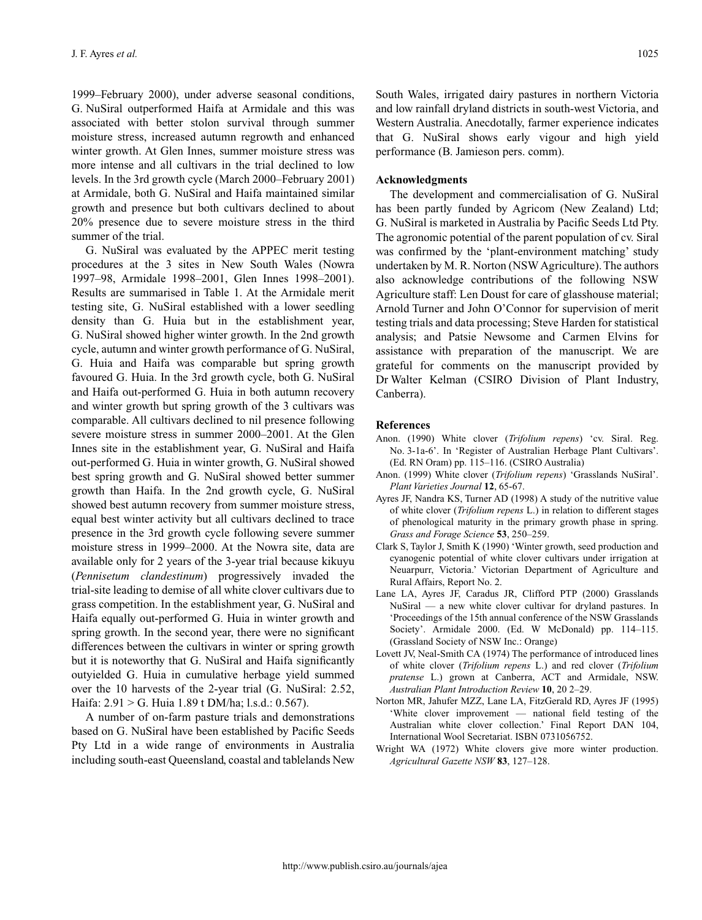1999–February 2000), under adverse seasonal conditions, G. NuSiral outperformed Haifa at Armidale and this was associated with better stolon survival through summer moisture stress, increased autumn regrowth and enhanced winter growth. At Glen Innes, summer moisture stress was more intense and all cultivars in the trial declined to low levels. In the 3rd growth cycle (March 2000–February 2001) at Armidale, both G. NuSiral and Haifa maintained similar growth and presence but both cultivars declined to about 20% presence due to severe moisture stress in the third summer of the trial.

G. NuSiral was evaluated by the APPEC merit testing procedures at the 3 sites in New South Wales (Nowra 1997–98, Armidale 1998–2001, Glen Innes 1998–2001). Results are summarised in Table 1. At the Armidale merit testing site, G. NuSiral established with a lower seedling density than G. Huia but in the establishment year, G. NuSiral showed higher winter growth. In the 2nd growth cycle, autumn and winter growth performance of G. NuSiral, G. Huia and Haifa was comparable but spring growth favoured G. Huia. In the 3rd growth cycle, both G. NuSiral and Haifa out-performed G. Huia in both autumn recovery and winter growth but spring growth of the 3 cultivars was comparable. All cultivars declined to nil presence following severe moisture stress in summer 2000–2001. At the Glen Innes site in the establishment year, G. NuSiral and Haifa out-performed G. Huia in winter growth, G. NuSiral showed best spring growth and G. NuSiral showed better summer growth than Haifa. In the 2nd growth cycle, G. NuSiral showed best autumn recovery from summer moisture stress, equal best winter activity but all cultivars declined to trace presence in the 3rd growth cycle following severe summer moisture stress in 1999–2000. At the Nowra site, data are available only for 2 years of the 3-year trial because kikuyu (*Pennisetum clandestinum*) progressively invaded the trial-site leading to demise of all white clover cultivars due to grass competition. In the establishment year, G. NuSiral and Haifa equally out-performed G. Huia in winter growth and spring growth. In the second year, there were no significant differences between the cultivars in winter or spring growth but it is noteworthy that G. NuSiral and Haifa significantly outyielded G. Huia in cumulative herbage yield summed over the 10 harvests of the 2-year trial (G. NuSiral: 2.52, Haifa: 2.91 > G. Huia 1.89 t DM/ha; l.s.d.: 0.567).

A number of on-farm pasture trials and demonstrations based on G. NuSiral have been established by Pacific Seeds Pty Ltd in a wide range of environments in Australia including south-east Queensland, coastal and tablelands New South Wales, irrigated dairy pastures in northern Victoria and low rainfall dryland districts in south-west Victoria, and Western Australia. Anecdotally, farmer experience indicates that G. NuSiral shows early vigour and high yield performance (B. Jamieson pers. comm).

## Acknowledgments

The development and commercialisation of G. NuSiral has been partly funded by Agricom (New Zealand) Ltd; G. NuSiral is marketed in Australia by Pacific Seeds Ltd Pty. The agronomic potential of the parent population of cv. Siral was confirmed by the 'plant-environment matching' study undertaken by M. R. Norton (NSW Agriculture). The authors also acknowledge contributions of the following NSW Agriculture staff: Len Doust for care of glasshouse material; Arnold Turner and John O'Connor for supervision of merit testing trials and data processing; Steve Harden for statistical analysis; and Patsie Newsome and Carmen Elvins for assistance with preparation of the manuscript. We are grateful for comments on the manuscript provided by Dr Walter Kelman (CSIRO Division of Plant Industry, Canberra).

## References

Anon. (1990) White clover (*Trifolium repens*) 'cv. Siral. Reg. No. 3-1a-6'. In 'Register of Australian Herbage Plant Cultivars'. (Ed. RN Oram) pp. 115–116. (CSIRO Australia)

Anon. (1999) White clover (*Trifolium repens*) 'Grasslands NuSiral'. *Plant Varieties Journal* **12**, 65-67.

Ayres JF, Nandra KS, Turner AD (1998) A study of the nutritive value of white clover (*Trifolium repens* L.) in relation to different stages of phenological maturity in the primary growth phase in spring. *Grass and Forage Science* **53**, 250–259.

Clark S, Taylor J, Smith K (1990) 'Winter growth, seed production and cyanogenic potential of white clover cultivars under irrigation at Neuarpurr, Victoria.' Victorian Department of Agriculture and Rural Affairs, Report No. 2.

Lane LA, Ayres JF, Caradus JR, Clifford PTP (2000) Grasslands NuSiral — a new white clover cultivar for dryland pastures. In 'Proceedings of the 15th annual conference of the NSW Grasslands Society'. Armidale 2000. (Ed. W McDonald) pp. 114–115. (Grassland Society of NSW Inc.: Orange)

Lovett JV, Neal-Smith CA (1974) The performance of introduced lines of white clover (*Trifolium repens* L.) and red clover (*Trifolium pratense* L.) grown at Canberra, ACT and Armidale, NSW. *Australian Plant Introduction Review* **10**, 20 2–29.

Norton MR, Jahufer MZZ, Lane LA, FitzGerald RD, Ayres JF (1995) 'White clover improvement — national field testing of the Australian white clover collection.' Final Report DAN 104, International Wool Secretariat. ISBN 0731056752.

Wright WA (1972) White clovers give more winter production. *Agricultural Gazette NSW* **83**, 127–128.